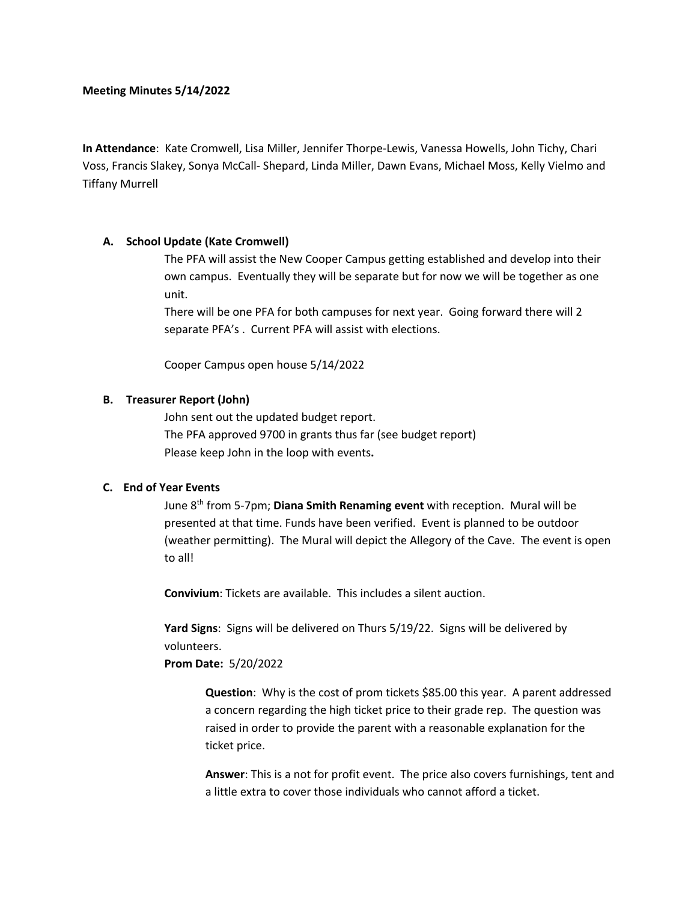**Meeting Minutes 5/14/2022**

**In Attendance**: Kate Cromwell, Lisa Miller, Jennifer Thorpe-Lewis, Vanessa Howells, John Tichy, Chari Voss, Francis Slakey, Sonya McCall- Shepard, Linda Miller, Dawn Evans, Michael Moss, Kelly Vielmo and Tiffany Murrell

**A. School Update (Kate Cromwell)**

The PFA will assist the New Cooper Campus getting established and develop into their own campus. Eventually they will be separate but for now we will be together as one unit.

There will be one PFA for both campuses for next year. Going forward there will 2 separate PFA's . Current PFA will assist with elections.

Cooper Campus open house 5/14/2022

**B. Treasurer Report (John)**

John sent out the updated budget report.

The PFA approved 9700 in grants thus far (see budget report)

Please keep John in the loop with events**.**

**C. End of Year Events**

June 8th from 5-7pm; **Diana Smith Renaming event** with reception. Mural will be presented at that time. Funds have been verified. Event is planned to be outdoor (weather permitting). The Mural will depict the Allegory of the Cave. The event is open to all!

**Convivium**: Tickets are available. This includes a silent auction.

**Yard Signs**: Signs will be delivered on Thurs 5/19/22. Signs will be delivered by volunteers.

**Prom Date:** 5/20/2022

> **Question**: Why is the cost of prom tickets $85.00 this year. A parent addressed a concern regarding the high ticket price to their grade rep. The question was raised in order to provide the parent with a reasonable explanation for the ticket price.
>
> **Answer**: This is a not for profit event. The price also covers furnishings, tent and a little extra to cover those individuals who cannot afford a ticket.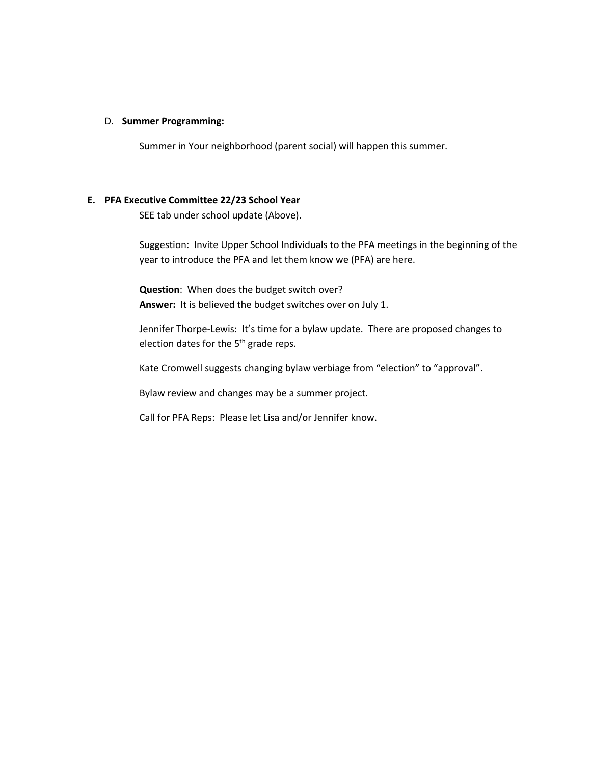D. **Summer Programming:**

Summer in Your neighborhood (parent social) will happen this summer.

**E. PFA Executive Committee 22/23 School Year**

SEE tab under school update (Above).

Suggestion: Invite Upper School Individuals to the PFA meetings in the beginning of the year to introduce the PFA and let them know we (PFA) are here.

**Question**: When does the budget switch over?
**Answer:** It is believed the budget switches over on July 1.

Jennifer Thorpe-Lewis: It's time for a bylaw update. There are proposed changes to election dates for the 5th grade reps.

Kate Cromwell suggests changing bylaw verbiage from "election" to "approval".

Bylaw review and changes may be a summer project.

Call for PFA Reps: Please let Lisa and/or Jennifer know.